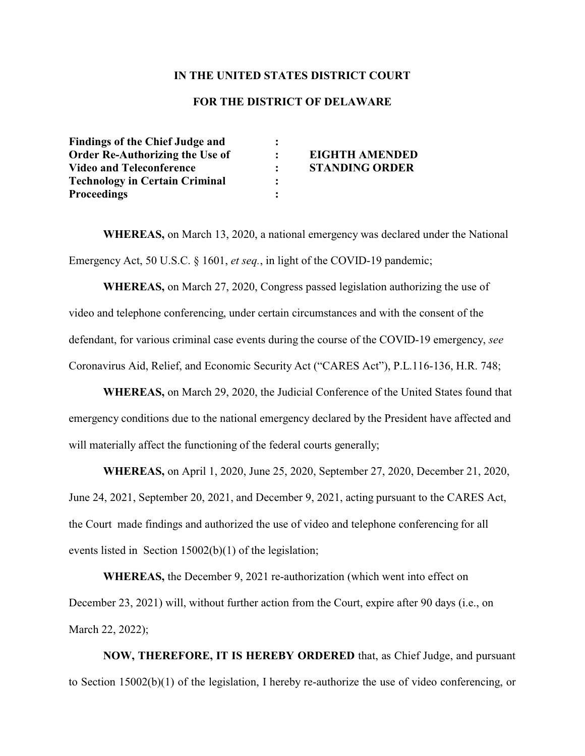**IN THE UNITED STATES DISTRICT COURT**

**FOR THE DISTRICT OF DELAWARE**

| | | |
|---|---|---|
| **Findings of the Chief Judge and Order Re-Authorizing the Use of Video and Teleconference Technology in Certain Criminal Proceedings** | : | **EIGHTH AMENDED STANDING ORDER** |

**WHEREAS,** on March 13, 2020, a national emergency was declared under the National Emergency Act, 50 U.S.C. § 1601, *et seq.*, in light of the COVID-19 pandemic;

**WHEREAS,** on March 27, 2020, Congress passed legislation authorizing the use of video and telephone conferencing, under certain circumstances and with the consent of the defendant, for various criminal case events during the course of the COVID-19 emergency, *see* Coronavirus Aid, Relief, and Economic Security Act ("CARES Act"), P.L.116-136, H.R. 748;

**WHEREAS,** on March 29, 2020, the Judicial Conference of the United States found that emergency conditions due to the national emergency declared by the President have affected and will materially affect the functioning of the federal courts generally;

**WHEREAS,** on April 1, 2020, June 25, 2020, September 27, 2020, December 21, 2020, June 24, 2021, September 20, 2021, and December 9, 2021, acting pursuant to the CARES Act, the Court made findings and authorized the use of video and telephone conferencing for all events listed in Section 15002(b)(1) of the legislation;

**WHEREAS,** the December 9, 2021 re-authorization (which went into effect on December 23, 2021) will, without further action from the Court, expire after 90 days (i.e., on March 22, 2022);

**NOW, THEREFORE, IT IS HEREBY ORDERED** that, as Chief Judge, and pursuant to Section 15002(b)(1) of the legislation, I hereby re-authorize the use of video conferencing, or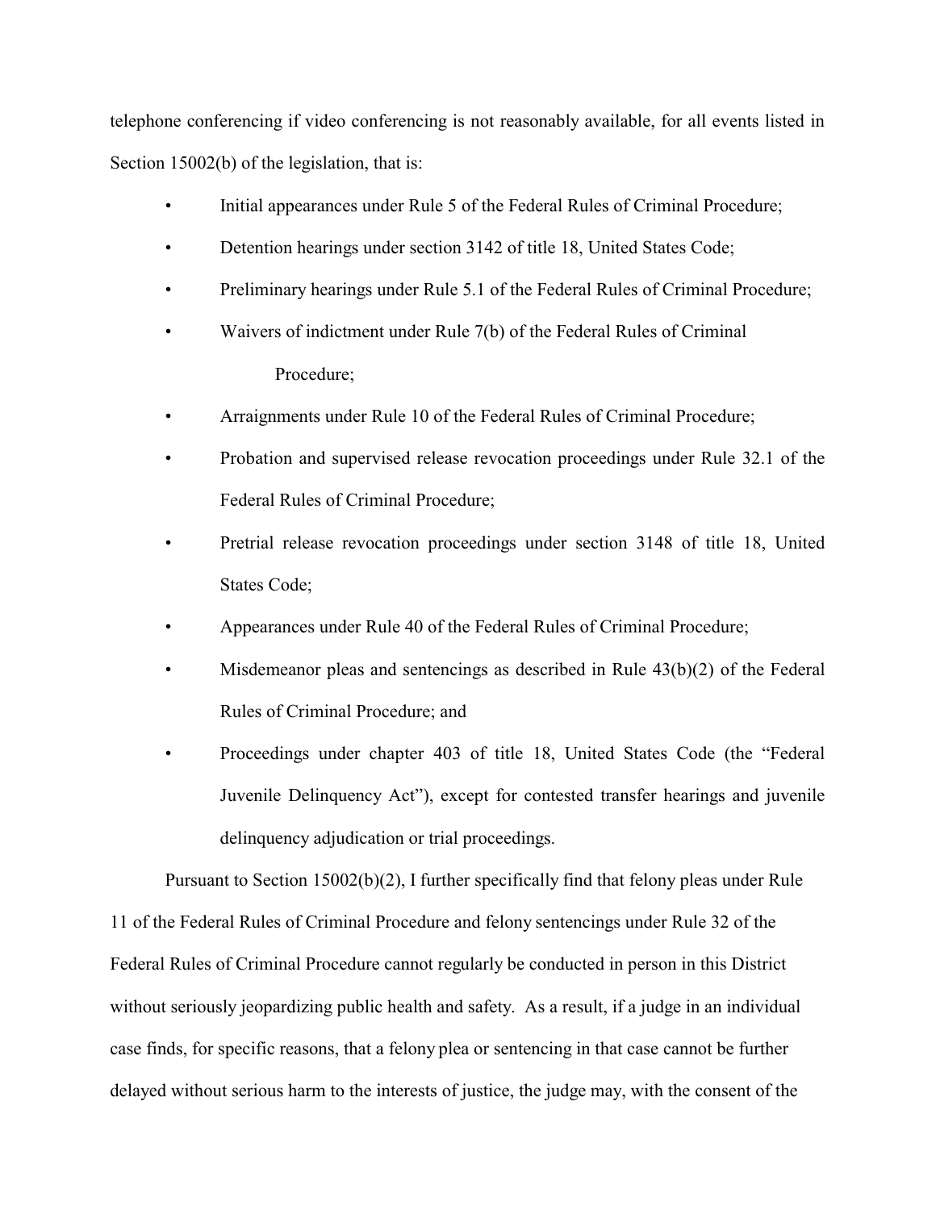telephone conferencing if video conferencing is not reasonably available, for all events listed in Section 15002(b) of the legislation, that is:

- Initial appearances under Rule 5 of the Federal Rules of Criminal Procedure;
- Detention hearings under section 3142 of title 18, United States Code;
- Preliminary hearings under Rule 5.1 of the Federal Rules of Criminal Procedure;
- Waivers of indictment under Rule 7(b) of the Federal Rules of Criminal Procedure;
- Arraignments under Rule 10 of the Federal Rules of Criminal Procedure;
- Probation and supervised release revocation proceedings under Rule 32.1 of the Federal Rules of Criminal Procedure;
- Pretrial release revocation proceedings under section 3148 of title 18, United States Code;
- Appearances under Rule 40 of the Federal Rules of Criminal Procedure;
- Misdemeanor pleas and sentencings as described in Rule 43(b)(2) of the Federal Rules of Criminal Procedure; and
- Proceedings under chapter 403 of title 18, United States Code (the "Federal Juvenile Delinquency Act"), except for contested transfer hearings and juvenile delinquency adjudication or trial proceedings.

Pursuant to Section 15002(b)(2), I further specifically find that felony pleas under Rule 11 of the Federal Rules of Criminal Procedure and felony sentencings under Rule 32 of the Federal Rules of Criminal Procedure cannot regularly be conducted in person in this District without seriously jeopardizing public health and safety. As a result, if a judge in an individual case finds, for specific reasons, that a felony plea or sentencing in that case cannot be further delayed without serious harm to the interests of justice, the judge may, with the consent of the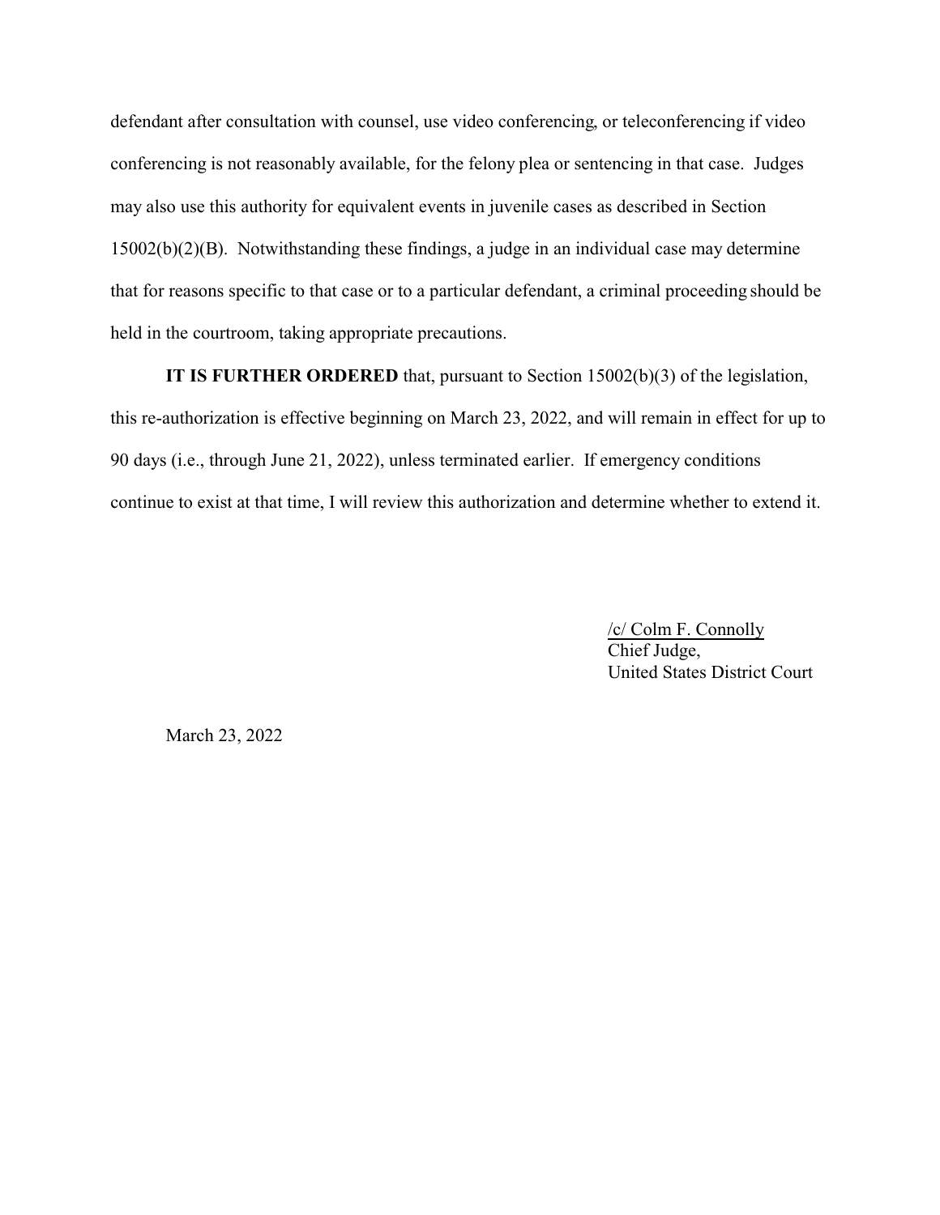defendant after consultation with counsel, use video conferencing, or teleconferencing if video conferencing is not reasonably available, for the felony plea or sentencing in that case. Judges may also use this authority for equivalent events in juvenile cases as described in Section 15002(b)(2)(B). Notwithstanding these findings, a judge in an individual case may determine that for reasons specific to that case or to a particular defendant, a criminal proceeding should be held in the courtroom, taking appropriate precautions.

**IT IS FURTHER ORDERED** that, pursuant to Section 15002(b)(3) of the legislation, this re-authorization is effective beginning on March 23, 2022, and will remain in effect for up to 90 days (i.e., through June 21, 2022), unless terminated earlier. If emergency conditions continue to exist at that time, I will review this authorization and determine whether to extend it.

/c/ Colm F. Connolly
Chief Judge,
United States District Court

March 23, 2022